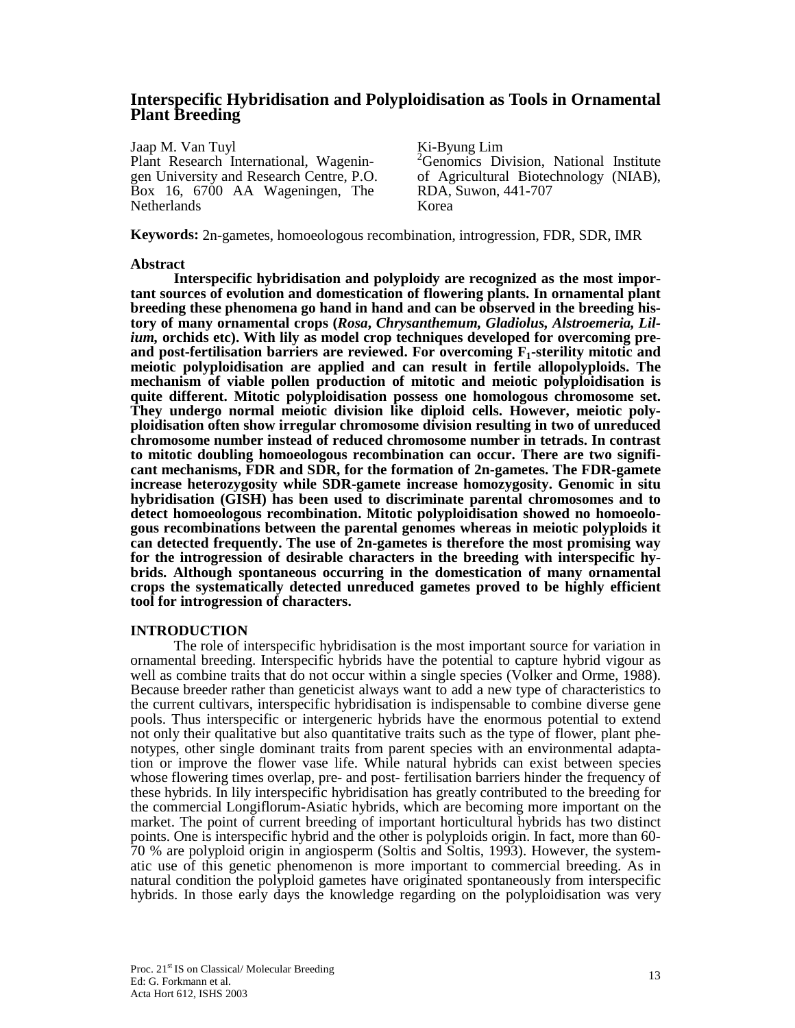# Interspecific Hybridisation and Polyploidisation as Tools in Ornamental Plant Breeding

Jaap M. Van Tuyl
Plant Research International, Wageningen University and Research Centre, P.O. Box 16, 6700 AA Wageningen, The Netherlands

Ki-Byung Lim
[2]Genomics Division, National Institute of Agricultural Biotechnology (NIAB), RDA, Suwon, 441-707
Korea

**Keywords:** 2n-gametes, homoeologous recombination, introgression, FDR, SDR, IMR

## Abstract

**Interspecific hybridisation and polyploidy are recognized as the most important sources of evolution and domestication of flowering plants. In ornamental plant breeding these phenomena go hand in hand and can be observed in the breeding history of many ornamental crops (*Rosa*, *Chrysanthemum*, *Gladiolus*, *Alstroemeria*, *Lilium*, orchids etc). With lily as model crop techniques developed for overcoming pre- and post-fertilisation barriers are reviewed. For overcoming $F_1$-sterility mitotic and meiotic polyploidisation are applied and can result in fertile allopolyploids. The mechanism of viable pollen production of mitotic and meiotic polyploidisation is quite different. Mitotic polyploidisation possess one homologous chromosome set. They undergo normal meiotic division like diploid cells. However, meiotic polyploidisation often show irregular chromosome division resulting in two of unreduced chromosome number instead of reduced chromosome number in tetrads. In contrast to mitotic doubling homoeologous recombination can occur. There are two significant mechanisms, FDR and SDR, for the formation of 2n-gametes. The FDR-gamete increase heterozygosity while SDR-gamete increase homozygosity. Genomic in situ hybridisation (GISH) has been used to discriminate parental chromosomes and to detect homoeologous recombination. Mitotic polyploidisation showed no homoeologous recombinations between the parental genomes whereas in meiotic polyploids it can detected frequently. The use of 2n-gametes is therefore the most promising way for the introgression of desirable characters in the breeding with interspecific hybrids. Although spontaneous occurring in the domestication of many ornamental crops the systematically detected unreduced gametes proved to be highly efficient tool for introgression of characters.**

## INTRODUCTION

The role of interspecific hybridisation is the most important source for variation in ornamental breeding. Interspecific hybrids have the potential to capture hybrid vigour as well as combine traits that do not occur within a single species (Volker and Orme, 1988). Because breeder rather than geneticist always want to add a new type of characteristics to the current cultivars, interspecific hybridisation is indispensable to combine diverse gene pools. Thus interspecific or intergeneric hybrids have the enormous potential to extend not only their qualitative but also quantitative traits such as the type of flower, plant phenotypes, other single dominant traits from parent species with an environmental adaptation or improve the flower vase life. While natural hybrids can exist between species whose flowering times overlap, pre- and post- fertilisation barriers hinder the frequency of these hybrids. In lily interspecific hybridisation has greatly contributed to the breeding for the commercial Longiflorum-Asiatic hybrids, which are becoming more important on the market. The point of current breeding of important horticultural hybrids has two distinct points. One is interspecific hybrid and the other is polyploids origin. In fact, more than 60-70 % are polyploid origin in angiosperm (Soltis and Soltis, 1993). However, the systematic use of this genetic phenomenon is more important to commercial breeding. As in natural condition the polyploid gametes have originated spontaneously from interspecific hybrids. In those early days the knowledge regarding on the polyploidisation was very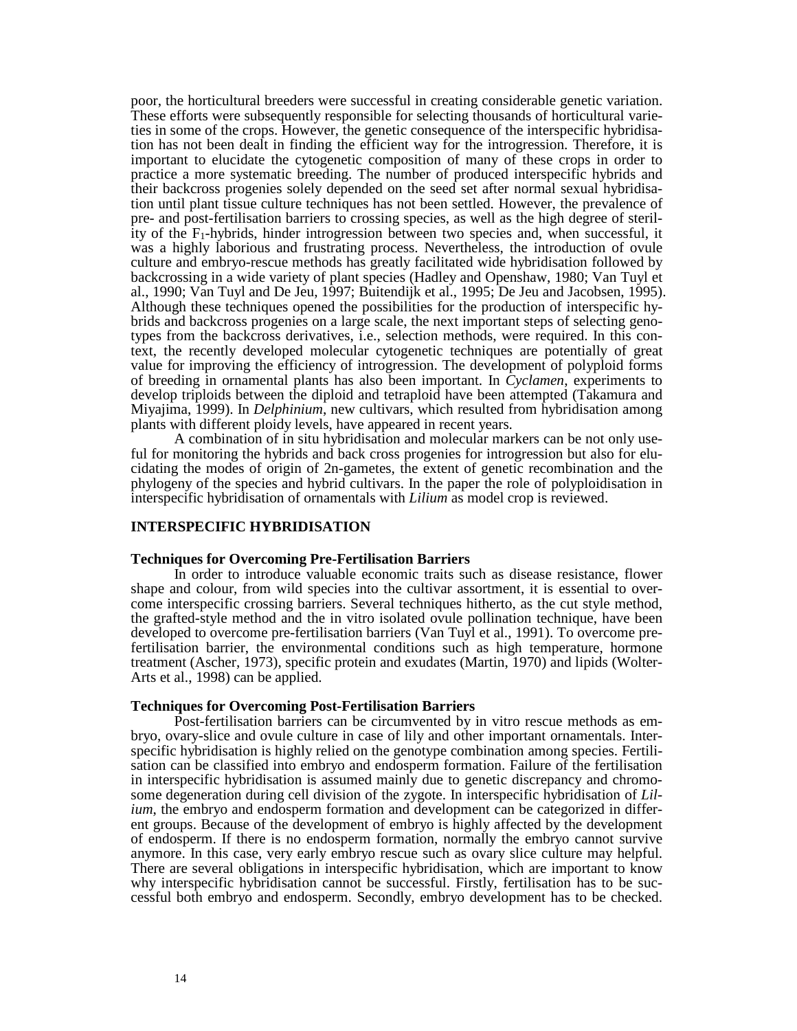poor, the horticultural breeders were successful in creating considerable genetic variation. These efforts were subsequently responsible for selecting thousands of horticultural varieties in some of the crops. However, the genetic consequence of the interspecific hybridisation has not been dealt in finding the efficient way for the introgression. Therefore, it is important to elucidate the cytogenetic composition of many of these crops in order to practice a more systematic breeding. The number of produced interspecific hybrids and their backcross progenies solely depended on the seed set after normal sexual hybridisation until plant tissue culture techniques has not been settled. However, the prevalence of pre- and post-fertilisation barriers to crossing species, as well as the high degree of sterility of the $F_1$-hybrids, hinder introgression between two species and, when successful, it was a highly laborious and frustrating process. Nevertheless, the introduction of ovule culture and embryo-rescue methods has greatly facilitated wide hybridisation followed by backcrossing in a wide variety of plant species (Hadley and Openshaw, 1980; Van Tuyl et al., 1990; Van Tuyl and De Jeu, 1997; Buitendijk et al., 1995; De Jeu and Jacobsen, 1995). Although these techniques opened the possibilities for the production of interspecific hybrids and backcross progenies on a large scale, the next important steps of selecting genotypes from the backcross derivatives, i.e., selection methods, were required. In this context, the recently developed molecular cytogenetic techniques are potentially of great value for improving the efficiency of introgression. The development of polyploid forms of breeding in ornamental plants has also been important. In *Cyclamen*, experiments to develop triploids between the diploid and tetraploid have been attempted (Takamura and Miyajima, 1999). In *Delphinium*, new cultivars, which resulted from hybridisation among plants with different ploidy levels, have appeared in recent years.

A combination of in situ hybridisation and molecular markers can be not only useful for monitoring the hybrids and back cross progenies for introgression but also for elucidating the modes of origin of 2n-gametes, the extent of genetic recombination and the phylogeny of the species and hybrid cultivars. In the paper the role of polyploidisation in interspecific hybridisation of ornamentals with *Lilium* as model crop is reviewed.

## INTERSPECIFIC HYBRIDISATION

### Techniques for Overcoming Pre-Fertilisation Barriers

In order to introduce valuable economic traits such as disease resistance, flower shape and colour, from wild species into the cultivar assortment, it is essential to overcome interspecific crossing barriers. Several techniques hitherto, as the cut style method, the grafted-style method and the in vitro isolated ovule pollination technique, have been developed to overcome pre-fertilisation barriers (Van Tuyl et al., 1991). To overcome pre-fertilisation barrier, the environmental conditions such as high temperature, hormone treatment (Ascher, 1973), specific protein and exudates (Martin, 1970) and lipids (Wolter-Arts et al., 1998) can be applied.

### Techniques for Overcoming Post-Fertilisation Barriers

Post-fertilisation barriers can be circumvented by in vitro rescue methods as embryo, ovary-slice and ovule culture in case of lily and other important ornamentals. Interspecific hybridisation is highly relied on the genotype combination among species. Fertilisation can be classified into embryo and endosperm formation. Failure of the fertilisation in interspecific hybridisation is assumed mainly due to genetic discrepancy and chromosome degeneration during cell division of the zygote. In interspecific hybridisation of *Lilium*, the embryo and endosperm formation and development can be categorized in different groups. Because of the development of embryo is highly affected by the development of endosperm. If there is no endosperm formation, normally the embryo cannot survive anymore. In this case, very early embryo rescue such as ovary slice culture may helpful. There are several obligations in interspecific hybridisation, which are important to know why interspecific hybridisation cannot be successful. Firstly, fertilisation has to be successful both embryo and endosperm. Secondly, embryo development has to be checked.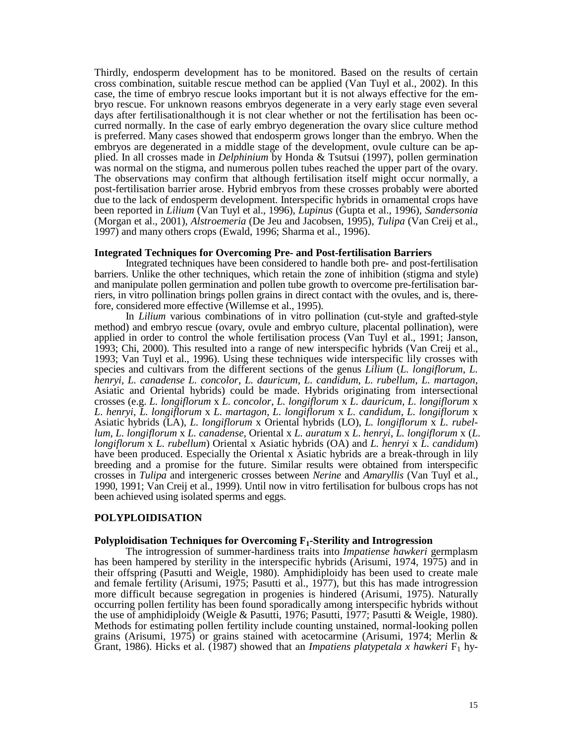Thirdly, endosperm development has to be monitored. Based on the results of certain cross combination, suitable rescue method can be applied (Van Tuyl et al., 2002). In this case, the time of embryo rescue looks important but it is not always effective for the embryo rescue. For unknown reasons embryos degenerate in a very early stage even several days after fertilisationalthough it is not clear whether or not the fertilisation has been occurred normally. In the case of early embryo degeneration the ovary slice culture method is preferred. Many cases showed that endosperm grows longer than the embryo. When the embryos are degenerated in a middle stage of the development, ovule culture can be applied. In all crosses made in *Delphinium* by Honda & Tsutsui (1997), pollen germination was normal on the stigma, and numerous pollen tubes reached the upper part of the ovary. The observations may confirm that although fertilisation itself might occur normally, a post-fertilisation barrier arose. Hybrid embryos from these crosses probably were aborted due to the lack of endosperm development. Interspecific hybrids in ornamental crops have been reported in *Lilium* (Van Tuyl et al., 1996), *Lupinus* (Gupta et al., 1996), *Sandersonia* (Morgan et al., 2001), *Alstroemeria* (De Jeu and Jacobsen, 1995), *Tulipa* (Van Creij et al., 1997) and many others crops (Ewald, 1996; Sharma et al., 1996).

### Integrated Techniques for Overcoming Pre- and Post-fertilisation Barriers

Integrated techniques have been considered to handle both pre- and post-fertilisation barriers. Unlike the other techniques, which retain the zone of inhibition (stigma and style) and manipulate pollen germination and pollen tube growth to overcome pre-fertilisation barriers, in vitro pollination brings pollen grains in direct contact with the ovules, and is, therefore, considered more effective (Willemse et al., 1995).

In *Lilium* various combinations of in vitro pollination (cut-style and grafted-style method) and embryo rescue (ovary, ovule and embryo culture, placental pollination), were applied in order to control the whole fertilisation process (Van Tuyl et al., 1991; Janson, 1993; Chi, 2000). This resulted into a range of new interspecific hybrids (Van Creij et al., 1993; Van Tuyl et al., 1996). Using these techniques wide interspecific lily crosses with species and cultivars from the different sections of the genus *Lilium* (*L. longiflorum*, *L. henryi*, *L. canadense L. concolor*, *L. dauricum*, *L. candidum*, *L. rubellum*, *L. martagon*, Asiatic and Oriental hybrids) could be made. Hybrids originating from intersectional crosses (e.g. *L. longiflorum* x *L. concolor*, *L. longiflorum* x *L. dauricum*, *L. longiflorum* x *L. henryi*, *L. longiflorum* x *L. martagon*, *L. longiflorum* x *L. candidum*, *L. longiflorum* x Asiatic hybrids (LA), *L. longiflorum* x Oriental hybrids (LO), *L. longiflorum* x *L. rubellum*, *L. longiflorum* x *L. canadense*, Oriental x *L. auratum* x *L. henryi*, *L. longiflorum* x (*L. longiflorum* x *L. rubellum*) Oriental x Asiatic hybrids (OA) and *L. henryi* x *L. candidum*) have been produced. Especially the Oriental x Asiatic hybrids are a break-through in lily breeding and a promise for the future. Similar results were obtained from interspecific crosses in *Tulipa* and intergeneric crosses between *Nerine* and *Amaryllis* (Van Tuyl et al., 1990, 1991; Van Creij et al., 1999). Until now in vitro fertilisation for bulbous crops has not been achieved using isolated sperms and eggs.

## POLYPLOIDISATION

### Polyploidisation Techniques for Overcoming $F_1$-Sterility and Introgression

The introgression of summer-hardiness traits into *Impatiense hawkeri* germplasm has been hampered by sterility in the interspecific hybrids (Arisumi, 1974, 1975) and in their offspring (Pasutti and Weigle, 1980). Amphidiploidy has been used to create male and female fertility (Arisumi, 1975; Pasutti et al., 1977), but this has made introgression more difficult because segregation in progenies is hindered (Arisumi, 1975). Naturally occurring pollen fertility has been found sporadically among interspecific hybrids without the use of amphidiploidy (Weigle & Pasutti, 1976; Pasutti, 1977; Pasutti & Weigle, 1980). Methods for estimating pollen fertility include counting unstained, normal-looking pollen grains (Arisumi, 1975) or grains stained with acetocarmine (Arisumi, 1974; Merlin & Grant, 1986). Hicks et al. (1987) showed that an *Impatiens platypetala x hawkeri* $F_1$ hy-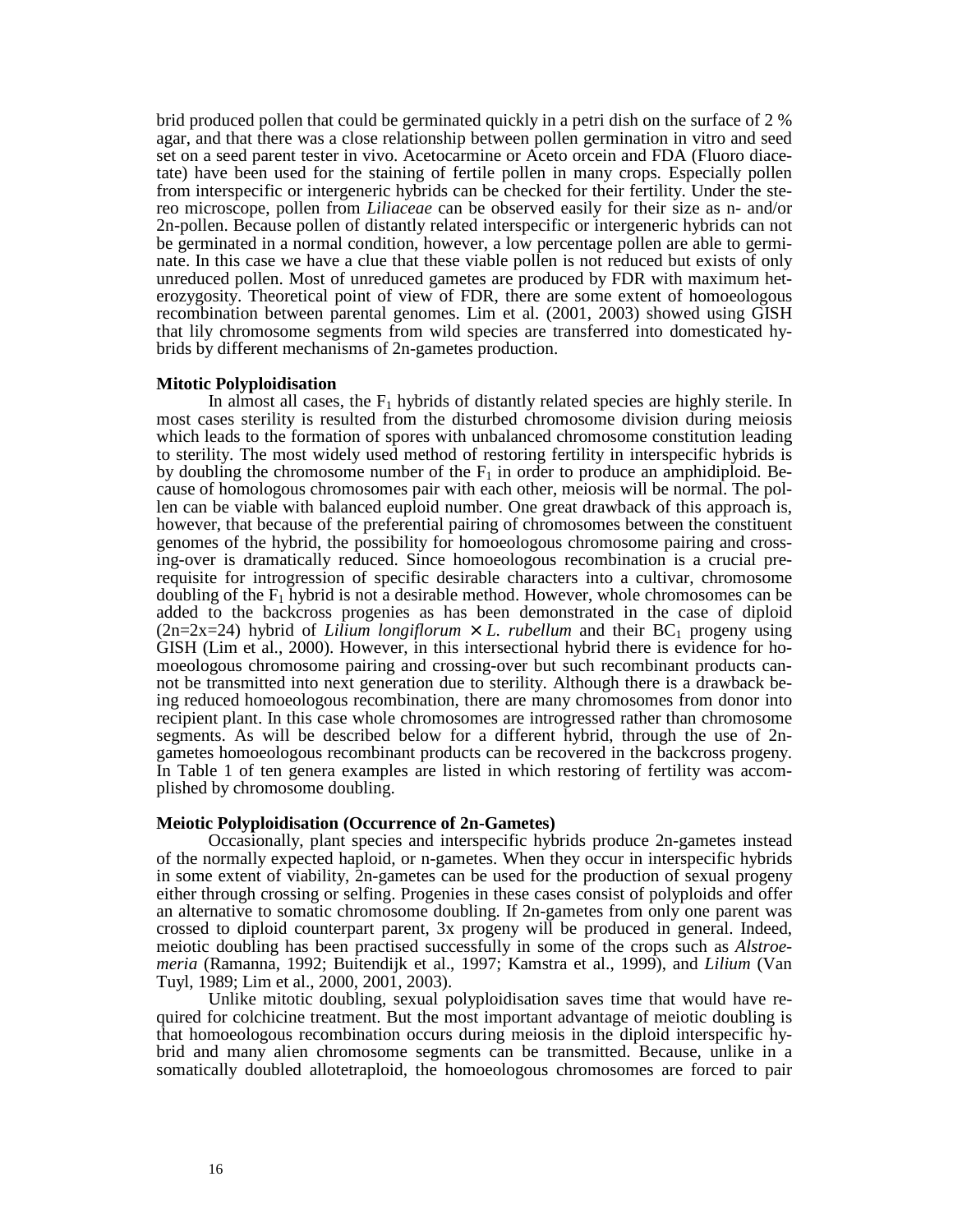brid produced pollen that could be germinated quickly in a petri dish on the surface of 2 % agar, and that there was a close relationship between pollen germination in vitro and seed set on a seed parent tester in vivo. Acetocarmine or Aceto orcein and FDA (Fluoro diacetate) have been used for the staining of fertile pollen in many crops. Especially pollen from interspecific or intergeneric hybrids can be checked for their fertility. Under the stereo microscope, pollen from *Liliaceae* can be observed easily for their size as n- and/or 2n-pollen. Because pollen of distantly related interspecific or intergeneric hybrids can not be germinated in a normal condition, however, a low percentage pollen are able to germinate. In this case we have a clue that these viable pollen is not reduced but exists of only unreduced pollen. Most of unreduced gametes are produced by FDR with maximum heterozygosity. Theoretical point of view of FDR, there are some extent of homoeologous recombination between parental genomes. Lim et al. (2001, 2003) showed using GISH that lily chromosome segments from wild species are transferred into domesticated hybrids by different mechanisms of 2n-gametes production.

**Mitotic Polyploidisation**

In almost all cases, the $F_1$ hybrids of distantly related species are highly sterile. In most cases sterility is resulted from the disturbed chromosome division during meiosis which leads to the formation of spores with unbalanced chromosome constitution leading to sterility. The most widely used method of restoring fertility in interspecific hybrids is by doubling the chromosome number of the $F_1$ in order to produce an amphidiploid. Because of homologous chromosomes pair with each other, meiosis will be normal. The pollen can be viable with balanced euploid number. One great drawback of this approach is, however, that because of the preferential pairing of chromosomes between the constituent genomes of the hybrid, the possibility for homoeologous chromosome pairing and crossing-over is dramatically reduced. Since homoeologous recombination is a crucial prerequisite for introgression of specific desirable characters into a cultivar, chromosome doubling of the $F_1$ hybrid is not a desirable method. However, whole chromosomes can be added to the backcross progenies as has been demonstrated in the case of diploid ($2n=2x=24$) hybrid of *Lilium longiflorum* × *L. rubellum* and their $BC_1$ progeny using GISH (Lim et al., 2000). However, in this intersectional hybrid there is evidence for homoeologous chromosome pairing and crossing-over but such recombinant products cannot be transmitted into next generation due to sterility. Although there is a drawback being reduced homoeologous recombination, there are many chromosomes from donor into recipient plant. In this case whole chromosomes are introgressed rather than chromosome segments. As will be described below for a different hybrid, through the use of 2n-gametes homoeologous recombinant products can be recovered in the backcross progeny. In Table 1 of ten genera examples are listed in which restoring of fertility was accomplished by chromosome doubling.

**Meiotic Polyploidisation (Occurrence of 2n-Gametes)**

Occasionally, plant species and interspecific hybrids produce 2n-gametes instead of the normally expected haploid, or n-gametes. When they occur in interspecific hybrids in some extent of viability, 2n-gametes can be used for the production of sexual progeny either through crossing or selfing. Progenies in these cases consist of polyploids and offer an alternative to somatic chromosome doubling. If 2n-gametes from only one parent was crossed to diploid counterpart parent, 3x progeny will be produced in general. Indeed, meiotic doubling has been practised successfully in some of the crops such as *Alstroemeria* (Ramanna, 1992; Buitendijk et al., 1997; Kamstra et al., 1999), and *Lilium* (Van Tuyl, 1989; Lim et al., 2000, 2001, 2003).

Unlike mitotic doubling, sexual polyploidisation saves time that would have required for colchicine treatment. But the most important advantage of meiotic doubling is that homoeologous recombination occurs during meiosis in the diploid interspecific hybrid and many alien chromosome segments can be transmitted. Because, unlike in a somatically doubled allotetraploid, the homoeologous chromosomes are forced to pair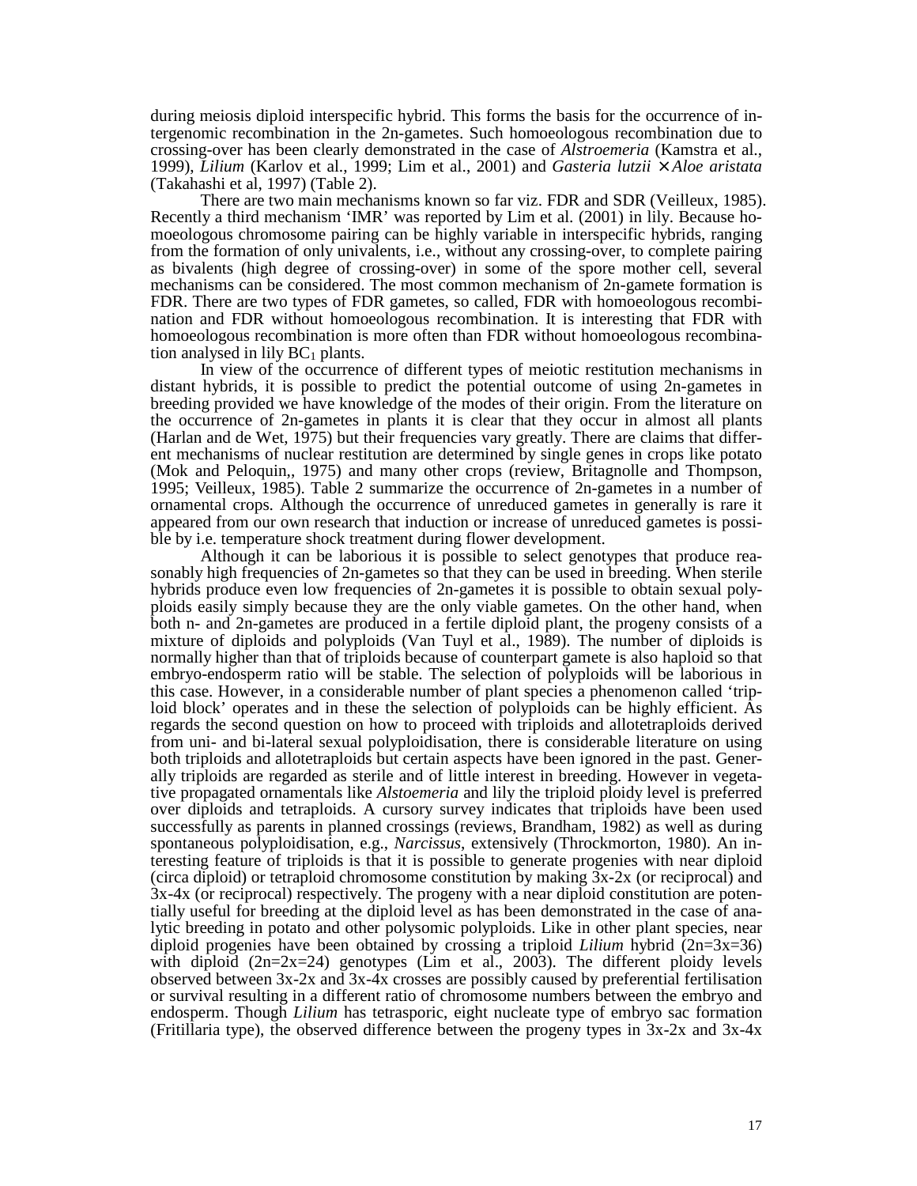during meiosis diploid interspecific hybrid. This forms the basis for the occurrence of intergenomic recombination in the 2n-gametes. Such homoeologous recombination due to crossing-over has been clearly demonstrated in the case of *Alstroemeria* (Kamstra et al., 1999), *Lilium* (Karlov et al., 1999; Lim et al., 2001) and *Gasteria lutzii* × *Aloe aristata* (Takahashi et al, 1997) (Table 2).

There are two main mechanisms known so far viz. FDR and SDR (Veilleux, 1985). Recently a third mechanism 'IMR' was reported by Lim et al. (2001) in lily. Because homoeologous chromosome pairing can be highly variable in interspecific hybrids, ranging from the formation of only univalents, i.e., without any crossing-over, to complete pairing as bivalents (high degree of crossing-over) in some of the spore mother cell, several mechanisms can be considered. The most common mechanism of 2n-gamete formation is FDR. There are two types of FDR gametes, so called, FDR with homoeologous recombination and FDR without homoeologous recombination. It is interesting that FDR with homoeologous recombination is more often than FDR without homoeologous recombination analysed in lily $BC_1$ plants.

In view of the occurrence of different types of meiotic restitution mechanisms in distant hybrids, it is possible to predict the potential outcome of using 2n-gametes in breeding provided we have knowledge of the modes of their origin. From the literature on the occurrence of 2n-gametes in plants it is clear that they occur in almost all plants (Harlan and de Wet, 1975) but their frequencies vary greatly. There are claims that different mechanisms of nuclear restitution are determined by single genes in crops like potato (Mok and Peloquin,, 1975) and many other crops (review, Britagnolle and Thompson, 1995; Veilleux, 1985). Table 2 summarize the occurrence of 2n-gametes in a number of ornamental crops. Although the occurrence of unreduced gametes in generally is rare it appeared from our own research that induction or increase of unreduced gametes is possible by i.e. temperature shock treatment during flower development.

Although it can be laborious it is possible to select genotypes that produce reasonably high frequencies of 2n-gametes so that they can be used in breeding. When sterile hybrids produce even low frequencies of 2n-gametes it is possible to obtain sexual polyploids easily simply because they are the only viable gametes. On the other hand, when both n- and 2n-gametes are produced in a fertile diploid plant, the progeny consists of a mixture of diploids and polyploids (Van Tuyl et al., 1989). The number of diploids is normally higher than that of triploids because of counterpart gamete is also haploid so that embryo-endosperm ratio will be stable. The selection of polyploids will be laborious in this case. However, in a considerable number of plant species a phenomenon called 'triploid block' operates and in these the selection of polyploids can be highly efficient. As regards the second question on how to proceed with triploids and allotetraploids derived from uni- and bi-lateral sexual polyploidisation, there is considerable literature on using both triploids and allotetraploids but certain aspects have been ignored in the past. Generally triploids are regarded as sterile and of little interest in breeding. However in vegetative propagated ornamentals like *Alstoemeria* and lily the triploid ploidy level is preferred over diploids and tetraploids. A cursory survey indicates that triploids have been used successfully as parents in planned crossings (reviews, Brandham, 1982) as well as during spontaneous polyploidisation, e.g., *Narcissus*, extensively (Throckmorton, 1980). An interesting feature of triploids is that it is possible to generate progenies with near diploid (circa diploid) or tetraploid chromosome constitution by making 3x-2x (or reciprocal) and 3x-4x (or reciprocal) respectively. The progeny with a near diploid constitution are potentially useful for breeding at the diploid level as has been demonstrated in the case of analytic breeding in potato and other polysomic polyploids. Like in other plant species, near diploid progenies have been obtained by crossing a triploid *Lilium* hybrid (2n=3x=36) with diploid (2n=2x=24) genotypes (Lim et al., 2003). The different ploidy levels observed between 3x-2x and 3x-4x crosses are possibly caused by preferential fertilisation or survival resulting in a different ratio of chromosome numbers between the embryo and endosperm. Though *Lilium* has tetrasporic, eight nucleate type of embryo sac formation (Fritillaria type), the observed difference between the progeny types in 3x-2x and 3x-4x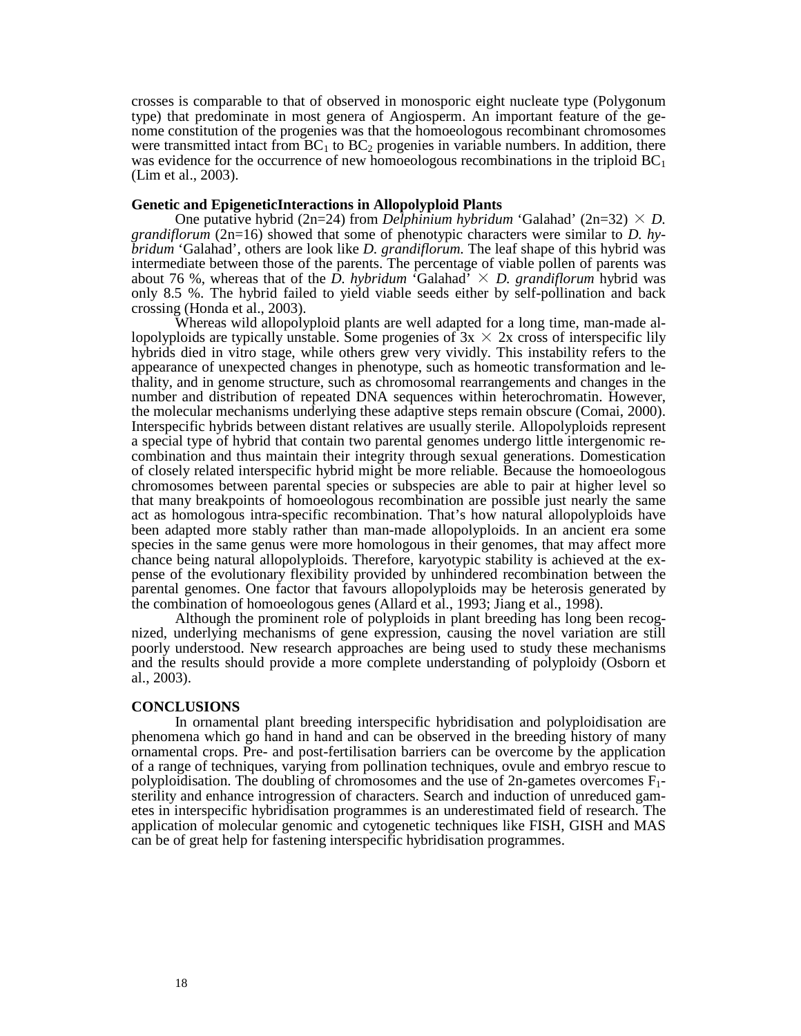crosses is comparable to that of observed in monosporic eight nucleate type (Polygonum type) that predominate in most genera of Angiosperm. An important feature of the genome constitution of the progenies was that the homoeologous recombinant chromosomes were transmitted intact from $BC_1$ to $BC_2$ progenies in variable numbers. In addition, there was evidence for the occurrence of new homoeologous recombinations in the triploid $BC_1$ (Lim et al., 2003).

**Genetic and EpigeneticInteractions in Allopolyploid Plants**

One putative hybrid (2n=24) from *Delphinium hybridum* 'Galahad' (2n=32) × *D. grandiflorum* (2n=16) showed that some of phenotypic characters were similar to *D. hybridum* 'Galahad', others are look like *D. grandiflorum.* The leaf shape of this hybrid was intermediate between those of the parents. The percentage of viable pollen of parents was about 76 %, whereas that of the *D. hybridum* 'Galahad' × *D. grandiflorum* hybrid was only 8.5 %. The hybrid failed to yield viable seeds either by self-pollination and back crossing (Honda et al., 2003).

Whereas wild allopolyploid plants are well adapted for a long time, man-made allopolyploids are typically unstable. Some progenies of 3x × 2x cross of interspecific lily hybrids died in vitro stage, while others grew very vividly. This instability refers to the appearance of unexpected changes in phenotype, such as homeotic transformation and lethality, and in genome structure, such as chromosomal rearrangements and changes in the number and distribution of repeated DNA sequences within heterochromatin. However, the molecular mechanisms underlying these adaptive steps remain obscure (Comai, 2000). Interspecific hybrids between distant relatives are usually sterile. Allopolyploids represent a special type of hybrid that contain two parental genomes undergo little intergenomic recombination and thus maintain their integrity through sexual generations. Domestication of closely related interspecific hybrid might be more reliable. Because the homoeologous chromosomes between parental species or subspecies are able to pair at higher level so that many breakpoints of homoeologous recombination are possible just nearly the same act as homologous intra-specific recombination. That's how natural allopolyploids have been adapted more stably rather than man-made allopolyploids. In an ancient era some species in the same genus were more homologous in their genomes, that may affect more chance being natural allopolyploids. Therefore, karyotypic stability is achieved at the expense of the evolutionary flexibility provided by unhindered recombination between the parental genomes. One factor that favours allopolyploids may be heterosis generated by the combination of homoeologous genes (Allard et al., 1993; Jiang et al., 1998).

Although the prominent role of polyploids in plant breeding has long been recognized, underlying mechanisms of gene expression, causing the novel variation are still poorly understood. New research approaches are being used to study these mechanisms and the results should provide a more complete understanding of polyploidy (Osborn et al., 2003).

**CONCLUSIONS**

In ornamental plant breeding interspecific hybridisation and polyploidisation are phenomena which go hand in hand and can be observed in the breeding history of many ornamental crops. Pre- and post-fertilisation barriers can be overcome by the application of a range of techniques, varying from pollination techniques, ovule and embryo rescue to polyploidisation. The doubling of chromosomes and the use of 2n-gametes overcomes $F_1$-sterility and enhance introgression of characters. Search and induction of unreduced gametes in interspecific hybridisation programmes is an underestimated field of research. The application of molecular genomic and cytogenetic techniques like FISH, GISH and MAS can be of great help for fastening interspecific hybridisation programmes.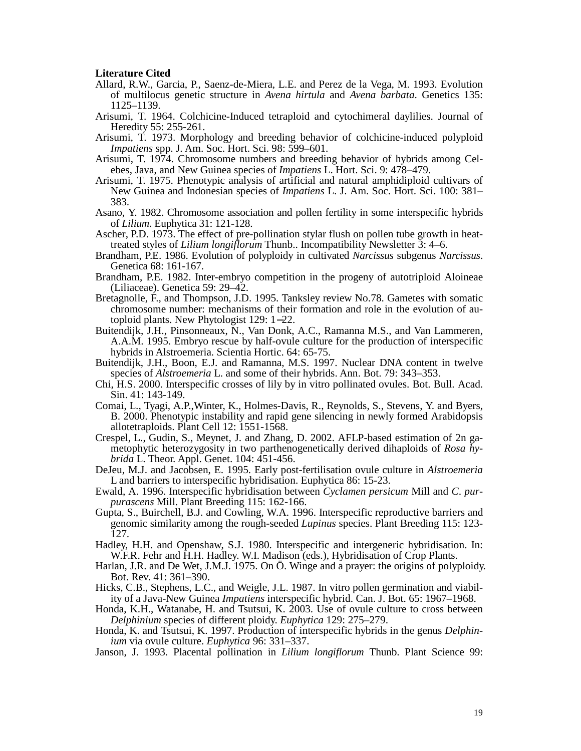**Literature Cited**

Allard, R.W., Garcia, P., Saenz-de-Miera, L.E. and Perez de la Vega, M. 1993. Evolution of multilocus genetic structure in *Avena hirtula* and *Avena barbata*. Genetics 135: 1125–1139.

Arisumi, T. 1964. Colchicine-Induced tetraploid and cytochimeral daylilies. Journal of Heredity 55: 255-261.

Arisumi, T. 1973. Morphology and breeding behavior of colchicine-induced polyploid *Impatiens* spp. J. Am. Soc. Hort. Sci. 98: 599–601.

Arisumi, T. 1974. Chromosome numbers and breeding behavior of hybrids among Celebes, Java, and New Guinea species of *Impatiens* L. Hort. Sci. 9: 478–479.

Arisumi, T. 1975. Phenotypic analysis of artificial and natural amphidiploid cultivars of New Guinea and Indonesian species of *Impatiens* L. J. Am. Soc. Hort. Sci. 100: 381–383.

Asano, Y. 1982. Chromosome association and pollen fertility in some interspecific hybrids of *Lilium*. Euphytica 31: 121-128.

Ascher, P.D. 1973. The effect of pre-pollination stylar flush on pollen tube growth in heat-treated styles of *Lilium longiflorum* Thunb.. Incompatibility Newsletter 3: 4–6.

Brandham, P.E. 1986. Evolution of polyploidy in cultivated *Narcissus* subgenus *Narcissus*. Genetica 68: 161-167.

Brandham, P.E. 1982. Inter-embryo competition in the progeny of autotriploid Aloineae (Liliaceae). Genetica 59: 29–42.

Bretagnolle, F., and Thompson, J.D. 1995. Tanksley review No.78. Gametes with somatic chromosome number: mechanisms of their formation and role in the evolution of autoploid plants. New Phytologist 129: 1–22.

Buitendijk, J.H., Pinsonneaux, N., Van Donk, A.C., Ramanna M.S., and Van Lammeren, A.A.M. 1995. Embryo rescue by half-ovule culture for the production of interspecific hybrids in Alstroemeria. Scientia Hortic. 64: 65-75.

Buitendijk, J.H., Boon, E.J. and Ramanna, M.S. 1997. Nuclear DNA content in twelve species of *Alstroemeria* L. and some of their hybrids. Ann. Bot. 79: 343–353.

Chi, H.S. 2000. Interspecific crosses of lily by in vitro pollinated ovules. Bot. Bull. Acad. Sin. 41: 143-149.

Comai, L., Tyagi, A.P.,Winter, K., Holmes-Davis, R., Reynolds, S., Stevens, Y. and Byers, B. 2000. Phenotypic instability and rapid gene silencing in newly formed Arabidopsis allotetraploids. Plant Cell 12: 1551-1568.

Crespel, L., Gudin, S., Meynet, J. and Zhang, D. 2002. AFLP-based estimation of 2n gametophytic heterozygosity in two parthenogenetically derived dihaploids of *Rosa hybrida* L. Theor. Appl. Genet. 104: 451-456.

DeJeu, M.J. and Jacobsen, E. 1995. Early post-fertilisation ovule culture in *Alstroemeria* L and barriers to interspecific hybridisation. Euphytica 86: 15-23.

Ewald, A. 1996. Interspecific hybridisation between *Cyclamen persicum* Mill and *C. purpurascens* Mill. Plant Breeding 115: 162-166.

Gupta, S., Buirchell, B.J. and Cowling, W.A. 1996. Interspecific reproductive barriers and genomic similarity among the rough-seeded *Lupinus* species. Plant Breeding 115: 123-127.

Hadley, H.H. and Openshaw, S.J. 1980. Interspecific and intergeneric hybridisation. In: W.F.R. Fehr and H.H. Hadley. W.I. Madison (eds.), Hybridisation of Crop Plants.

Harlan, J.R. and De Wet, J.M.J. 1975. On Ö. Winge and a prayer: the origins of polyploidy. Bot. Rev. 41: 361–390.

Hicks, C.B., Stephens, L.C., and Weigle, J.L. 1987. In vitro pollen germination and viability of a Java-New Guinea *Impatiens* interspecific hybrid. Can. J. Bot. 65: 1967–1968.

Honda, K.H., Watanabe, H. and Tsutsui, K. 2003. Use of ovule culture to cross between *Delphinium* species of different ploidy. *Euphytica* 129: 275–279.

Honda, K. and Tsutsui, K. 1997. Production of interspecific hybrids in the genus *Delphinium* via ovule culture. *Euphytica* 96: 331–337.

Janson, J. 1993. Placental pollination in *Lilium longiflorum* Thunb. Plant Science 99: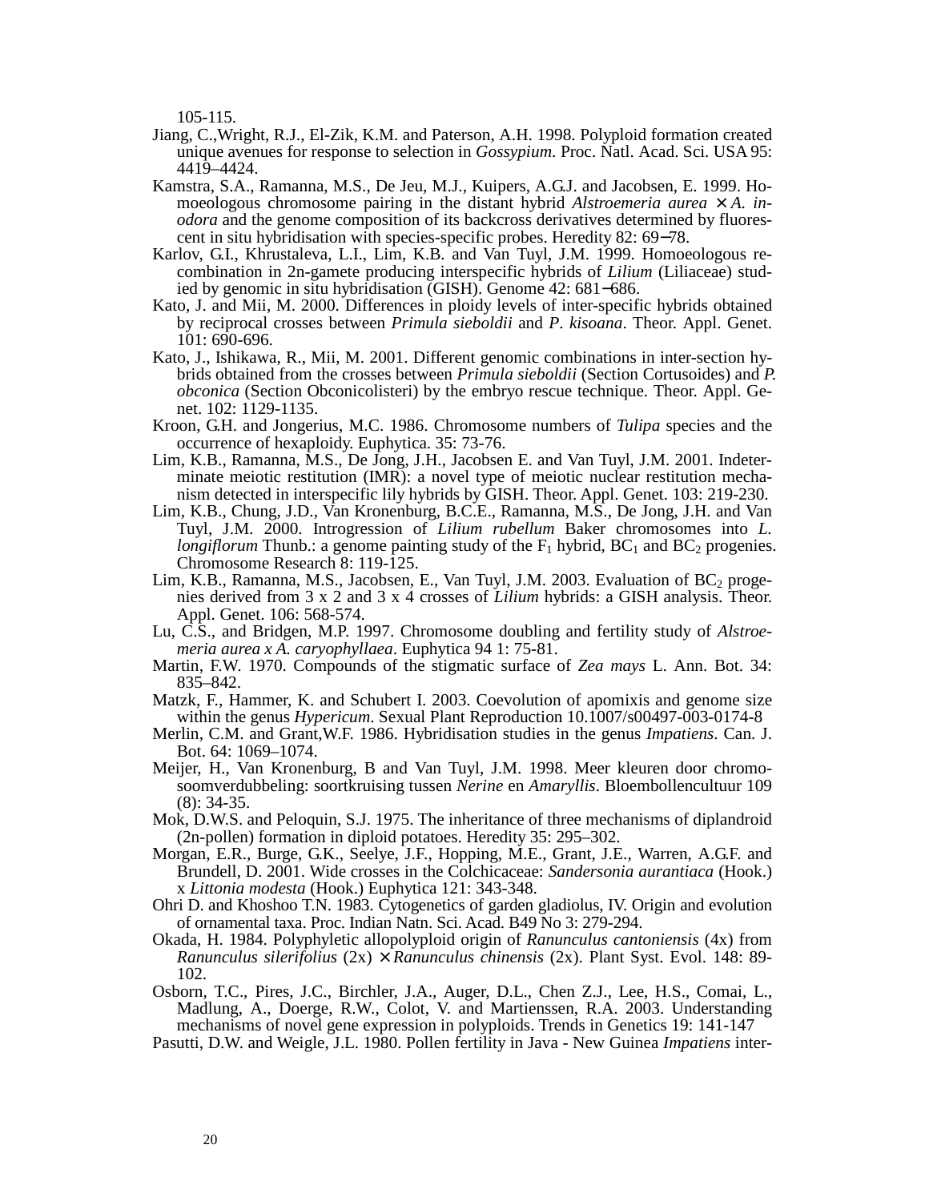105-115.

Jiang, C.,Wright, R.J., El-Zik, K.M. and Paterson, A.H. 1998. Polyploid formation created unique avenues for response to selection in *Gossypium*. Proc. Natl. Acad. Sci. USA 95: 4419–4424.

Kamstra, S.A., Ramanna, M.S., De Jeu, M.J., Kuipers, A.G.J. and Jacobsen, E. 1999. Homoeologous chromosome pairing in the distant hybrid *Alstroemeria aurea* × *A. inodora* and the genome composition of its backcross derivatives determined by fluorescent in situ hybridisation with species-specific probes. Heredity 82: 69–78.

Karlov, G.I., Khrustaleva, L.I., Lim, K.B. and Van Tuyl, J.M. 1999. Homoeologous recombination in 2n-gamete producing interspecific hybrids of *Lilium* (Liliaceae) studied by genomic in situ hybridisation (GISH). Genome 42: 681–686.

Kato, J. and Mii, M. 2000. Differences in ploidy levels of inter-specific hybrids obtained by reciprocal crosses between *Primula sieboldii* and *P. kisoana*. Theor. Appl. Genet. 101: 690-696.

Kato, J., Ishikawa, R., Mii, M. 2001. Different genomic combinations in inter-section hybrids obtained from the crosses between *Primula sieboldii* (Section Cortusoides) and *P. obconica* (Section Obconicolisteri) by the embryo rescue technique. Theor. Appl. Genet. 102: 1129-1135.

Kroon, G.H. and Jongerius, M.C. 1986. Chromosome numbers of *Tulipa* species and the occurrence of hexaploidy. Euphytica. 35: 73-76.

Lim, K.B., Ramanna, M.S., De Jong, J.H., Jacobsen E. and Van Tuyl, J.M. 2001. Indeterminate meiotic restitution (IMR): a novel type of meiotic nuclear restitution mechanism detected in interspecific lily hybrids by GISH. Theor. Appl. Genet. 103: 219-230.

Lim, K.B., Chung, J.D., Van Kronenburg, B.C.E., Ramanna, M.S., De Jong, J.H. and Van Tuyl, J.M. 2000. Introgression of *Lilium rubellum* Baker chromosomes into *L. longiflorum* Thunb.: a genome painting study of the $F_1$ hybrid, $BC_1$ and $BC_2$ progenies. Chromosome Research 8: 119-125.

Lim, K.B., Ramanna, M.S., Jacobsen, E., Van Tuyl, J.M. 2003. Evaluation of $BC_2$ progenies derived from 3 x 2 and 3 x 4 crosses of *Lilium* hybrids: a GISH analysis. Theor. Appl. Genet. 106: 568-574.

Lu, C.S., and Bridgen, M.P. 1997. Chromosome doubling and fertility study of *Alstroemeria aurea x A. caryophyllaea*. Euphytica 94 1: 75-81.

Martin, F.W. 1970. Compounds of the stigmatic surface of *Zea mays* L. Ann. Bot. 34: 835–842.

Matzk, F., Hammer, K. and Schubert I. 2003. Coevolution of apomixis and genome size within the genus *Hypericum*. Sexual Plant Reproduction 10.1007/s00497-003-0174-8

Merlin, C.M. and Grant,W.F. 1986. Hybridisation studies in the genus *Impatiens*. Can. J. Bot. 64: 1069–1074.

Meijer, H., Van Kronenburg, B and Van Tuyl, J.M. 1998. Meer kleuren door chromosoomverdubbeling: soortkruising tussen *Nerine* en *Amaryllis*. Bloembollencultuur 109 (8): 34-35.

Mok, D.W.S. and Peloquin, S.J. 1975. The inheritance of three mechanisms of diplandroid (2n-pollen) formation in diploid potatoes. Heredity 35: 295–302.

Morgan, E.R., Burge, G.K., Seelye, J.F., Hopping, M.E., Grant, J.E., Warren, A.G.F. and Brundell, D. 2001. Wide crosses in the Colchicaceae: *Sandersonia aurantiaca* (Hook.) x *Littonia modesta* (Hook.) Euphytica 121: 343-348.

Ohri D. and Khoshoo T.N. 1983. Cytogenetics of garden gladiolus, IV. Origin and evolution of ornamental taxa. Proc. Indian Natn. Sci. Acad. B49 No 3: 279-294.

Okada, H. 1984. Polyphyletic allopolyploid origin of *Ranunculus cantoniensis* (4x) from *Ranunculus silerifolius* (2x) × *Ranunculus chinensis* (2x). Plant Syst. Evol. 148: 89-102.

Osborn, T.C., Pires, J.C., Birchler, J.A., Auger, D.L., Chen Z.J., Lee, H.S., Comai, L., Madlung, A., Doerge, R.W., Colot, V. and Martienssen, R.A. 2003. Understanding mechanisms of novel gene expression in polyploids. Trends in Genetics 19: 141-147

Pasutti, D.W. and Weigle, J.L. 1980. Pollen fertility in Java - New Guinea *Impatiens* inter-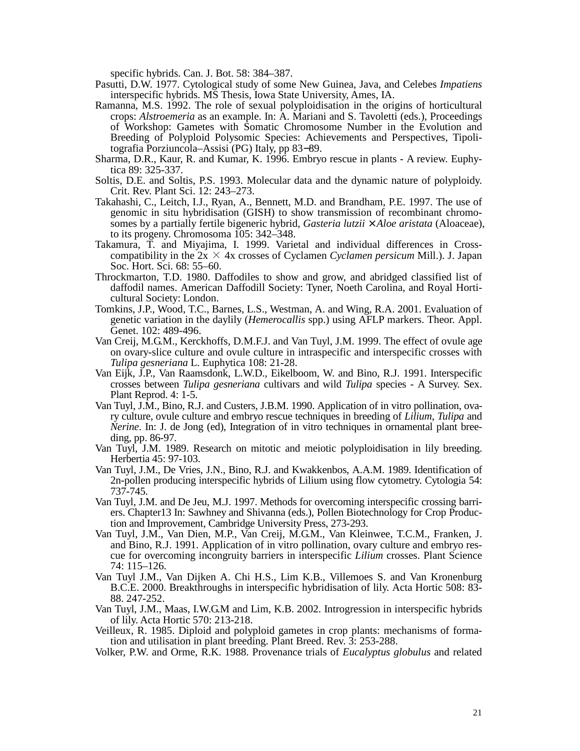specific hybrids. Can. J. Bot. 58: 384–387.

Pasutti, D.W. 1977. Cytological study of some New Guinea, Java, and Celebes *Impatiens* interspecific hybrids. MS Thesis, Iowa State University, Ames, IA.

Ramanna, M.S. 1992. The role of sexual polyploidisation in the origins of horticultural crops: *Alstroemeria* as an example. In: A. Mariani and S. Tavoletti (eds.), Proceedings of Workshop: Gametes with Somatic Chromosome Number in the Evolution and Breeding of Polyploid Polysomic Species: Achievements and Perspectives, Tipolitografia Porziuncola–Assisi (PG) Italy, pp 83–89.

Sharma, D.R., Kaur, R. and Kumar, K. 1996. Embryo rescue in plants - A review. Euphytica 89: 325-337.

Soltis, D.E. and Soltis, P.S. 1993. Molecular data and the dynamic nature of polyploidy. Crit. Rev. Plant Sci. 12: 243–273.

Takahashi, C., Leitch, I.J., Ryan, A., Bennett, M.D. and Brandham, P.E. 1997. The use of genomic in situ hybridisation (GISH) to show transmission of recombinant chromosomes by a partially fertile bigeneric hybrid, *Gasteria lutzii* × *Aloe aristata* (Aloaceae), to its progeny. Chromosoma 105: 342–348.

Takamura, T. and Miyajima, I. 1999. Varietal and individual differences in Cross-compatibility in the 2x × 4x crosses of Cyclamen *Cyclamen persicum* Mill.). J. Japan Soc. Hort. Sci. 68: 55–60.

Throckmarton, T.D. 1980. Daffodiles to show and grow, and abridged classified list of daffodil names. American Daffodill Society: Tyner, Noeth Carolina, and Royal Horticultural Society: London.

Tomkins, J.P., Wood, T.C., Barnes, L.S., Westman, A. and Wing, R.A. 2001. Evaluation of genetic variation in the daylily (*Hemerocallis* spp.) using AFLP markers. Theor. Appl. Genet. 102: 489-496.

Van Creij, M.G.M., Kerckhoffs, D.M.F.J. and Van Tuyl, J.M. 1999. The effect of ovule age on ovary-slice culture and ovule culture in intraspecific and interspecific crosses with *Tulipa gesneriana* L. Euphytica 108: 21-28.

Van Eijk, J.P., Van Raamsdonk, L.W.D., Eikelboom, W. and Bino, R.J. 1991. Interspecific crosses between *Tulipa gesneriana* cultivars and wild *Tulipa* species - A Survey. Sex. Plant Reprod. 4: 1-5.

Van Tuyl, J.M., Bino, R.J. and Custers, J.B.M. 1990. Application of in vitro pollination, ovary culture, ovule culture and embryo rescue techniques in breeding of *Lilium*, *Tulipa* and *Nerine*. In: J. de Jong (ed), Integration of in vitro techniques in ornamental plant breeding, pp. 86-97.

Van Tuyl, J.M. 1989. Research on mitotic and meiotic polyploidisation in lily breeding. Herbertia 45: 97-103.

Van Tuyl, J.M., De Vries, J.N., Bino, R.J. and Kwakkenbos, A.A.M. 1989. Identification of 2n-pollen producing interspecific hybrids of Lilium using flow cytometry. Cytologia 54: 737-745.

Van Tuyl, J.M. and De Jeu, M.J. 1997. Methods for overcoming interspecific crossing barriers. Chapter13 In: Sawhney and Shivanna (eds.), Pollen Biotechnology for Crop Production and Improvement, Cambridge University Press, 273-293.

Van Tuyl, J.M., Van Dien, M.P., Van Creij, M.G.M., Van Kleinwee, T.C.M., Franken, J. and Bino, R.J. 1991. Application of in vitro pollination, ovary culture and embryo rescue for overcoming incongruity barriers in interspecific *Lilium* crosses. Plant Science 74: 115–126.

Van Tuyl J.M., Van Dijken A. Chi H.S., Lim K.B., Villemoes S. and Van Kronenburg B.C.E. 2000. Breakthroughs in interspecific hybridisation of lily. Acta Hortic 508: 83-88. 247-252.

Van Tuyl, J.M., Maas, I.W.G.M and Lim, K.B. 2002. Introgression in interspecific hybrids of lily. Acta Hortic 570: 213-218.

Veilleux, R. 1985. Diploid and polyploid gametes in crop plants: mechanisms of formation and utilisation in plant breeding. Plant Breed. Rev. 3: 253-288.

Volker, P.W. and Orme, R.K. 1988. Provenance trials of *Eucalyptus globulus* and related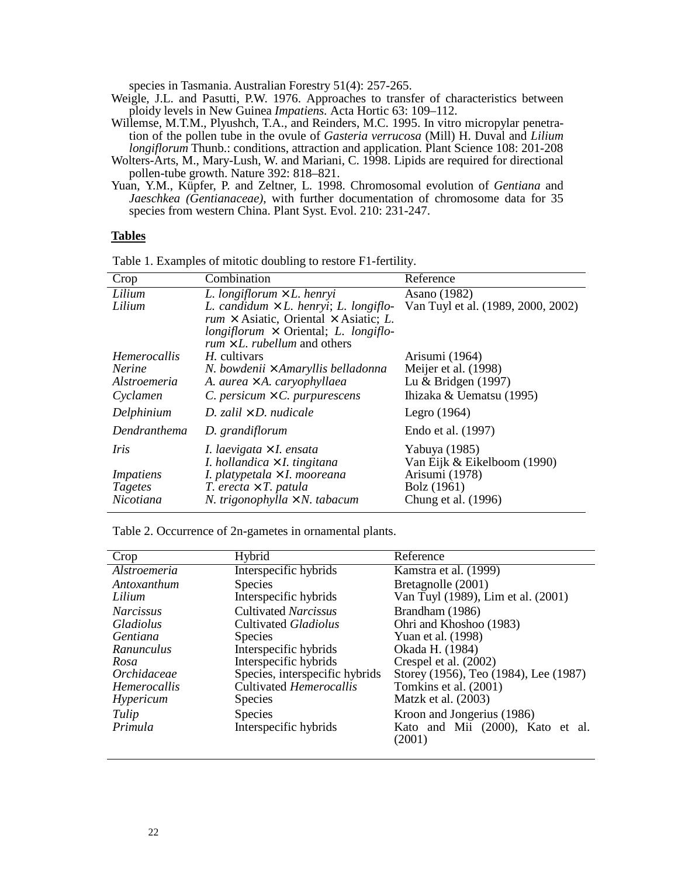species in Tasmania. Australian Forestry 51(4): 257-265.

Weigle, J.L. and Pasutti, P.W. 1976. Approaches to transfer of characteristics between ploidy levels in New Guinea *Impatiens*. Acta Hortic 63: 109–112.

Willemse, M.T.M., Plyushch, T.A., and Reinders, M.C. 1995. In vitro micropylar penetration of the pollen tube in the ovule of *Gasteria verrucosa* (Mill) H. Duval and *Lilium longiflorum* Thunb.: conditions, attraction and application. Plant Science 108: 201-208

Wolters-Arts, M., Mary-Lush, W. and Mariani, C. 1998. Lipids are required for directional pollen-tube growth. Nature 392: 818–821.

Yuan, Y.M., Küpfer, P. and Zeltner, L. 1998. Chromosomal evolution of *Gentiana* and *Jaeschkea (Gentianaceae)*, with further documentation of chromosome data for 35 species from western China. Plant Syst. Evol. 210: 231-247.

## Tables

Table 1. Examples of mitotic doubling to restore F1-fertility.

| Crop | Combination | Reference |
|---|---|---|
| *Lilium* | *L. longiflorum* × *L. henryi* | Asano (1982) |
| *Lilium* | *L. candidum* × *L. henryi*; *L. longiflorum* × Asiatic, Oriental × Asiatic; *L. longiflorum* × Oriental; *L. longiflorum* × *L. rubellum* and others | Van Tuyl et al. (1989, 2000, 2002) |
| *Hemerocallis* | *H.* cultivars | Arisumi (1964) |
| *Nerine* | *N. bowdenii* × *Amaryllis belladonna* | Meijer et al. (1998) |
| *Alstroemeria* | *A. aurea* × *A. caryophyllaea* | Lu & Bridgen (1997) |
| *Cyclamen* | *C. persicum* × *C. purpurescens* | Ihizaka & Uematsu (1995) |
| *Delphinium* | *D. zalil* × *D. nudicale* | Legro (1964) |
| *Dendranthema* | *D. grandiflorum* | Endo et al. (1997) |
| *Iris* | *I. laevigata* × *I. ensata* | Yabuya (1985) |
| | *I. hollandica* × *I. tingitana* | Van Eijk & Eikelboom (1990) |
| *Impatiens* | *I. platypetala* × *I. mooreana* | Arisumi (1978) |
| *Tagetes* | *T. erecta* × *T. patula* | Bolz (1961) |
| *Nicotiana* | *N. trigonophylla* × *N. tabacum* | Chung et al. (1996) |

Table 2. Occurrence of 2n-gametes in ornamental plants.

| Crop | Hybrid | Reference |
|---|---|---|
| *Alstroemeria* | Interspecific hybrids | Kamstra et al. (1999) |
| *Antoxanthum* | Species | Bretagnolle (2001) |
| *Lilium* | Interspecific hybrids | Van Tuyl (1989), Lim et al. (2001) |
| *Narcissus* | Cultivated *Narcissus* | Brandham (1986) |
| *Gladiolus* | Cultivated *Gladiolus* | Ohri and Khoshoo (1983) |
| *Gentiana* | Species | Yuan et al. (1998) |
| *Ranunculus* | Interspecific hybrids | Okada H. (1984) |
| *Rosa* | Interspecific hybrids | Crespel et al. (2002) |
| *Orchidaceae* | Species, interspecific hybrids | Storey (1956), Teo (1984), Lee (1987) |
| *Hemerocallis* | Cultivated *Hemerocallis* | Tomkins et al. (2001) |
| *Hypericum* | Species | Matzk et al. (2003) |
| *Tulip* | Species | Kroon and Jongerius (1986) |
| *Primula* | Interspecific hybrids | Kato and Mii (2000), Kato et al. (2001) |